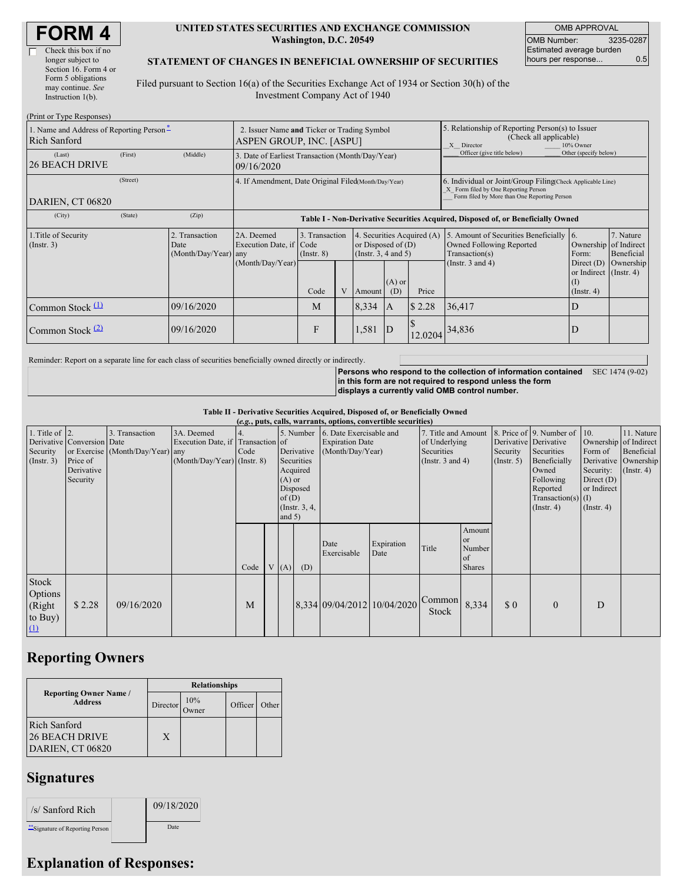# FORM 4

☐ Check this box if no longer subject to Section 16. Form 4 or Form 5 obligations may continue. *See* Instruction 1(b).

**UNITED STATES SECURITIES AND EXCHANGE COMMISSION**
**Washington, D.C. 20549**

**STATEMENT OF CHANGES IN BENEFICIAL OWNERSHIP OF SECURITIES**

Filed pursuant to Section 16(a) of the Securities Exchange Act of 1934 or Section 30(h) of the Investment Company Act of 1940

| OMB APPROVAL | |
|---|---|
| OMB Number: | 3235-0287 |
| Estimated average burden hours per response... | 0.5 |

(Print or Type Responses)

| | | |
|---|---|---|
| 1. Name and Address of Reporting Person* Rich Sanford (Last) (First) (Middle) 26 BEACH DRIVE (Street) DARIEN, CT 06820 (City) (State) (Zip) | 2. Issuer Name **and** Ticker or Trading Symbol ASPEN GROUP, INC. [ASPU] | 5. Relationship of Reporting Person(s) to Issuer (Check all applicable) _X_ Director ___ 10% Owner ___ Officer (give title below) ___ Other (specify below) |
| | 3. Date of Earliest Transaction (Month/Day/Year) 09/16/2020 | |
| | 4. If Amendment, Date Original Filed(Month/Day/Year) | 6. Individual or Joint/Group Filing(Check Applicable Line) _X_ Form filed by One Reporting Person ___ Form filed by More than One Reporting Person |

**Table I - Non-Derivative Securities Acquired, Disposed of, or Beneficially Owned**

| 1.Title of Security (Instr. 3) | 2. Transaction Date (Month/Day/Year) | 2A. Deemed Execution Date, if any (Month/Day/Year) | 3. Transaction Code (Instr. 8) | | 4. Securities Acquired (A) or Disposed of (D) (Instr. 3, 4 and 5) | | | 5. Amount of Securities Beneficially Owned Following Reported Transaction(s) (Instr. 3 and 4) | 6. Ownership Form: Direct (D) or Indirect (I) (Instr. 4) | 7. Nature of Indirect Beneficial Ownership (Instr. 4) |
|---|---|---|---|---|---|---|---|---|---|---|
| | | | Code | V | Amount | (A) or (D) | Price | | | |
| Common Stock (1) | 09/16/2020 | | M | | 8,334 | A | $ 2.28 | 36,417 | D | |
| Common Stock (2) | 09/16/2020 | | F | | 1,581 | D | $ 12.0204 | 34,836 | D | |

Reminder: Report on a separate line for each class of securities beneficially owned directly or indirectly.

**Persons who respond to the collection of information contained in this form are not required to respond unless the form displays a currently valid OMB control number.** SEC 1474 (9-02)

**Table II - Derivative Securities Acquired, Disposed of, or Beneficially Owned**
***(e.g., puts, calls, warrants, options, convertible securities)***

| 1. Title of Derivative Security (Instr. 3) | 2. Conversion or Exercise Price of Derivative Security | 3. Transaction Date (Month/Day/Year) | 3A. Deemed Execution Date, if any (Month/Day/Year) | 4. Transaction Code (Instr. 8) | | 5. Number of Derivative Securities Acquired (A) or Disposed of (D) (Instr. 3, 4, and 5) | | 6. Date Exercisable and Expiration Date (Month/Day/Year) | | 7. Title and Amount of Underlying Securities (Instr. 3 and 4) | | 8. Price of Derivative Security (Instr. 5) | 9. Number of Derivative Securities Beneficially Owned Following Reported Transaction(s) (Instr. 4) | 10. Ownership Form of Derivative Security: Direct (D) or Indirect (I) (Instr. 4) | 11. Nature of Indirect Beneficial Ownership (Instr. 4) |
|---|---|---|---|---|---|---|---|---|---|---|---|---|---|---|---|
| | | | | Code | V | (A) | (D) | Date Exercisable | Expiration Date | Title | Amount or Number of Shares | | | | |
| Stock Options (Right to Buy) (1) | $ 2.28 | 09/16/2020 | | M | | | 8,334 | 09/04/2012 | 10/04/2020 | Common Stock | 8,334 | $ 0 | 0 | D | |

## Reporting Owners

| Reporting Owner Name / Address | Relationships | | | |
|---|---|---|---|---|
| | Director | 10% Owner | Officer | Other |
| Rich Sanford 26 BEACH DRIVE DARIEN, CT 06820 | X | | | |

## Signatures

| | |
|---|---|
| /s/ Sanford Rich | 09/18/2020 |
| **Signature of Reporting Person | Date |

## Explanation of Responses: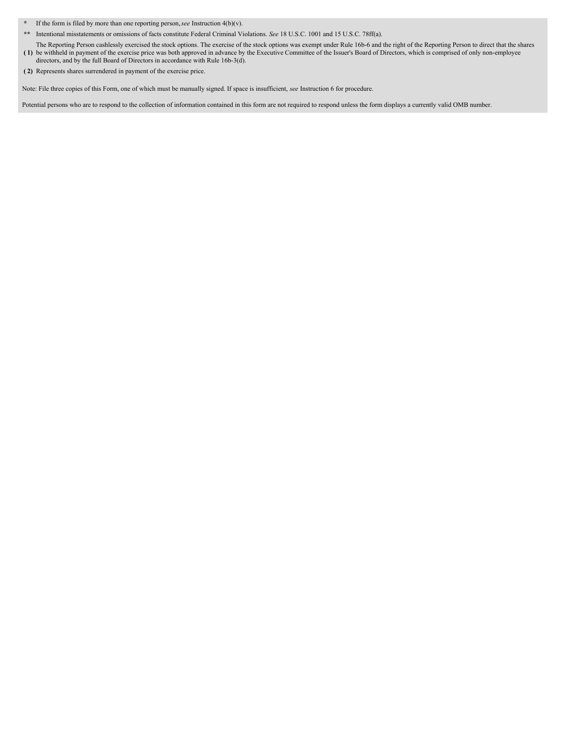\* If the form is filed by more than one reporting person, *see* Instruction 4(b)(v).

\*\* Intentional misstatements or omissions of facts constitute Federal Criminal Violations. *See* 18 U.S.C. 1001 and 15 U.S.C. 78ff(a).

( 1) The Reporting Person cashlessly exercised the stock options. The exercise of the stock options was exempt under Rule 16b-6 and the right of the Reporting Person to direct that the shares be withheld in payment of the exercise price was both approved in advance by the Executive Committee of the Issuer's Board of Directors, which is comprised of only non-employee directors, and by the full Board of Directors in accordance with Rule 16b-3(d).

( 2) Represents shares surrendered in payment of the exercise price.

Note: File three copies of this Form, one of which must be manually signed. If space is insufficient, *see* Instruction 6 for procedure.

Potential persons who are to respond to the collection of information contained in this form are not required to respond unless the form displays a currently valid OMB number.